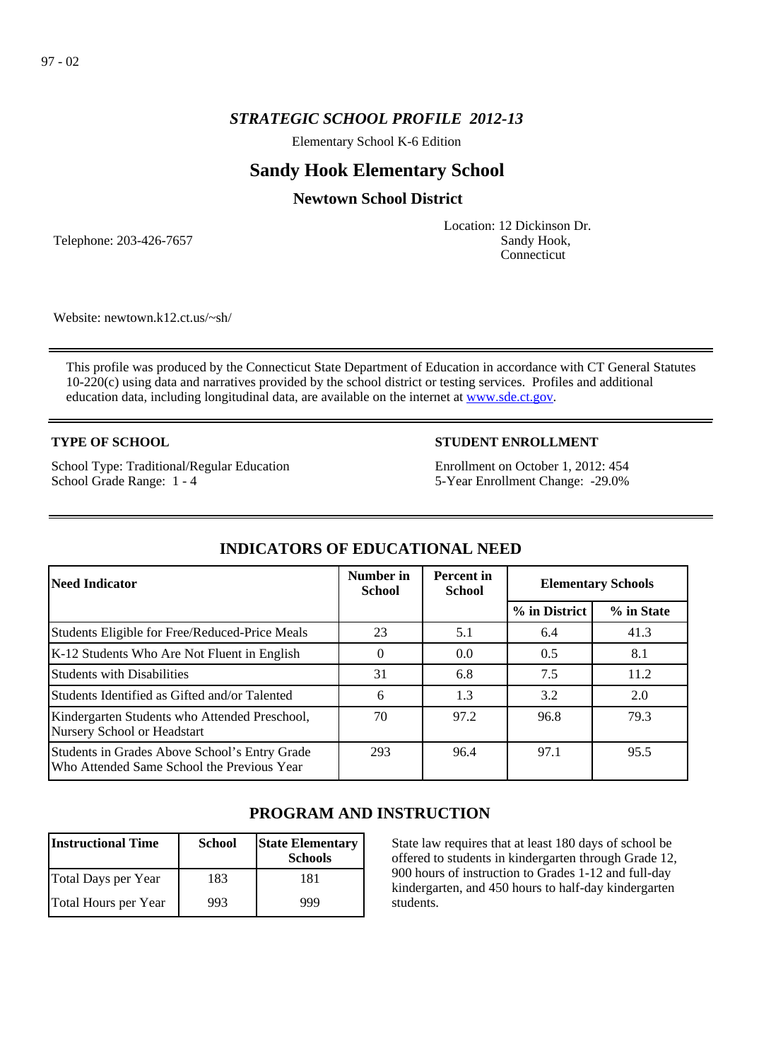97 - 02

# *STRATEGIC SCHOOL PROFILE 2012-13*

Elementary School K-6 Edition

## Sandy Hook Elementary School

### Newtown School District

Telephone: 203-426-7657

Location: 12 Dickinson Dr.
Sandy Hook,
Connecticut

Website: newtown.k12.ct.us/~sh/

This profile was produced by the Connecticut State Department of Education in accordance with CT General Statutes 10-220(c) using data and narratives provided by the school district or testing services. Profiles and additional education data, including longitudinal data, are available on the internet at [www.sde.ct.gov](http://www.sde.ct.gov).

**TYPE OF SCHOOL**

School Type: Traditional/Regular Education
School Grade Range: 1 - 4

**STUDENT ENROLLMENT**

Enrollment on October 1, 2012: 454
5-Year Enrollment Change: -29.0%

## INDICATORS OF EDUCATIONAL NEED

| Need Indicator | Number in School | Percent in School | Elementary Schools | |
|---|---|---|---|---|
| | | | % in District | % in State |
| Students Eligible for Free/Reduced-Price Meals | 23 | 5.1 | 6.4 | 41.3 |
| K-12 Students Who Are Not Fluent in English | 0 | 0.0 | 0.5 | 8.1 |
| Students with Disabilities | 31 | 6.8 | 7.5 | 11.2 |
| Students Identified as Gifted and/or Talented | 6 | 1.3 | 3.2 | 2.0 |
| Kindergarten Students who Attended Preschool, Nursery School or Headstart | 70 | 97.2 | 96.8 | 79.3 |
| Students in Grades Above School's Entry Grade Who Attended Same School the Previous Year | 293 | 96.4 | 97.1 | 95.5 |

## PROGRAM AND INSTRUCTION

| Instructional Time | School | State Elementary Schools |
|---|---|---|
| Total Days per Year | 183 | 181 |
| Total Hours per Year | 993 | 999 |

State law requires that at least 180 days of school be offered to students in kindergarten through Grade 12, 900 hours of instruction to Grades 1-12 and full-day kindergarten, and 450 hours to half-day kindergarten students.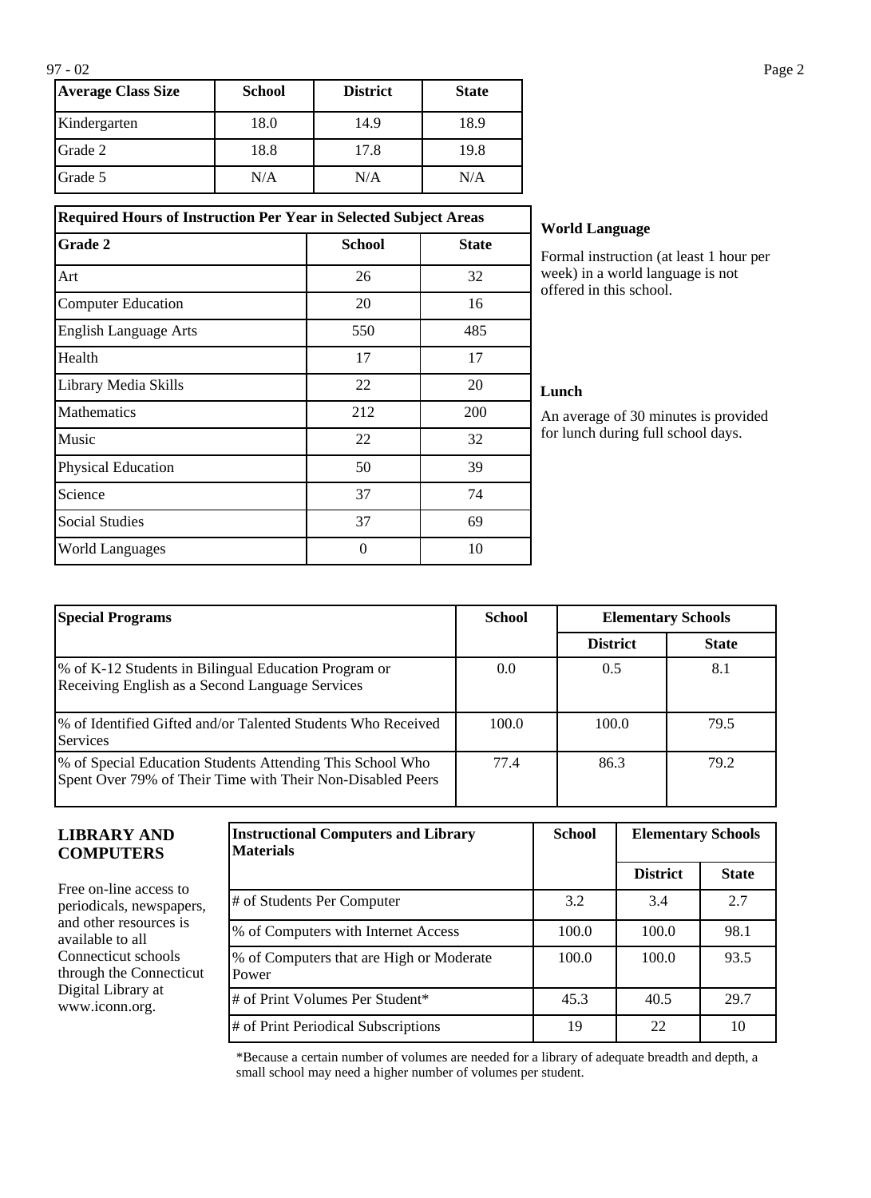| Average Class Size | School | District | State |
|---|---|---|---|
| Kindergarten | 18.0 | 14.9 | 18.9 |
| Grade 2 | 18.8 | 17.8 | 19.8 |
| Grade 5 | N/A | N/A | N/A |

| Required Hours of Instruction Per Year in Selected Subject Areas | | |
|---|---|---|
| **Grade 2** | **School** | **State** |
| Art | 26 | 32 |
| Computer Education | 20 | 16 |
| English Language Arts | 550 | 485 |
| Health | 17 | 17 |
| Library Media Skills | 22 | 20 |
| Mathematics | 212 | 200 |
| Music | 22 | 32 |
| Physical Education | 50 | 39 |
| Science | 37 | 74 |
| Social Studies | 37 | 69 |
| World Languages | 0 | 10 |

**World Language**

Formal instruction (at least 1 hour per week) in a world language is not offered in this school.

**Lunch**

An average of 30 minutes is provided for lunch during full school days.

| Special Programs | School | Elementary Schools | |
|---|---|---|---|
| | | **District** | **State** |
| % of K-12 Students in Bilingual Education Program or Receiving English as a Second Language Services | 0.0 | 0.5 | 8.1 |
| % of Identified Gifted and/or Talented Students Who Received Services | 100.0 | 100.0 | 79.5 |
| % of Special Education Students Attending This School Who Spent Over 79% of Their Time with Their Non-Disabled Peers | 77.4 | 86.3 | 79.2 |

## LIBRARY AND COMPUTERS

Free on-line access to periodicals, newspapers, and other resources is available to all Connecticut schools through the Connecticut Digital Library at www.iconn.org.

| Instructional Computers and Library Materials | School | Elementary Schools | |
|---|---|---|---|
| | | **District** | **State** |
| # of Students Per Computer | 3.2 | 3.4 | 2.7 |
| % of Computers with Internet Access | 100.0 | 100.0 | 98.1 |
| % of Computers that are High or Moderate Power | 100.0 | 100.0 | 93.5 |
| # of Print Volumes Per Student* | 45.3 | 40.5 | 29.7 |
| # of Print Periodical Subscriptions | 19 | 22 | 10 |

*Because a certain number of volumes are needed for a library of adequate breadth and depth, a small school may need a higher number of volumes per student.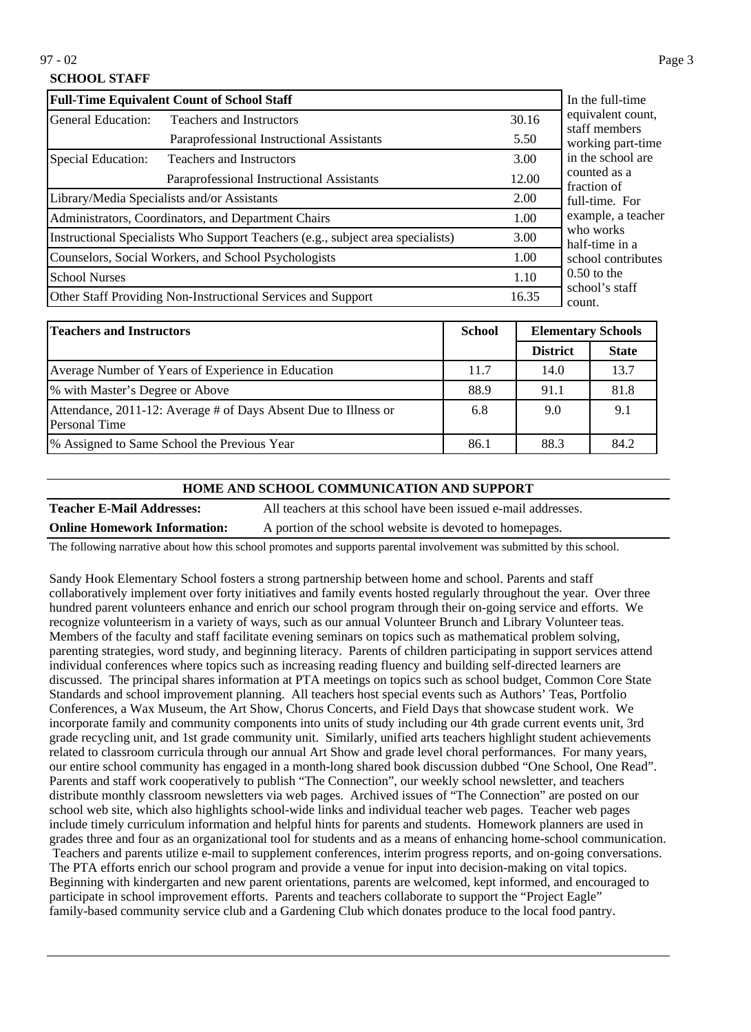## SCHOOL STAFF

| Full-Time Equivalent Count of School Staff | | |
|---|---|---|
| General Education: | Teachers and Instructors | 30.16 |
| | Paraprofessional Instructional Assistants | 5.50 |
| Special Education: | Teachers and Instructors | 3.00 |
| | Paraprofessional Instructional Assistants | 12.00 |
| Library/Media Specialists and/or Assistants | | 2.00 |
| Administrators, Coordinators, and Department Chairs | | 1.00 |
| Instructional Specialists Who Support Teachers (e.g., subject area specialists) | | 3.00 |
| Counselors, Social Workers, and School Psychologists | | 1.00 |
| School Nurses | | 1.10 |
| Other Staff Providing Non-Instructional Services and Support | | 16.35 |

In the full-time equivalent count, staff members working part-time in the school are counted as a fraction of full-time. For example, a teacher who works half-time in a school contributes 0.50 to the school's staff count.

| Teachers and Instructors | School | Elementary Schools | |
|---|---|---|---|
| | | District | State |
| Average Number of Years of Experience in Education | 11.7 | 14.0 | 13.7 |
| % with Master's Degree or Above | 88.9 | 91.1 | 81.8 |
| Attendance, 2011-12: Average # of Days Absent Due to Illness or Personal Time | 6.8 | 9.0 | 9.1 |
| % Assigned to Same School the Previous Year | 86.1 | 88.3 | 84.2 |

## HOME AND SCHOOL COMMUNICATION AND SUPPORT

**Teacher E-Mail Addresses:** All teachers at this school have been issued e-mail addresses.

**Online Homework Information:** A portion of the school website is devoted to homepages.

The following narrative about how this school promotes and supports parental involvement was submitted by this school.

Sandy Hook Elementary School fosters a strong partnership between home and school. Parents and staff collaboratively implement over forty initiatives and family events hosted regularly throughout the year. Over three hundred parent volunteers enhance and enrich our school program through their on-going service and efforts. We recognize volunteerism in a variety of ways, such as our annual Volunteer Brunch and Library Volunteer teas. Members of the faculty and staff facilitate evening seminars on topics such as mathematical problem solving, parenting strategies, word study, and beginning literacy. Parents of children participating in support services attend individual conferences where topics such as increasing reading fluency and building self-directed learners are discussed. The principal shares information at PTA meetings on topics such as school budget, Common Core State Standards and school improvement planning. All teachers host special events such as Authors' Teas, Portfolio Conferences, a Wax Museum, the Art Show, Chorus Concerts, and Field Days that showcase student work. We incorporate family and community components into units of study including our 4th grade current events unit, 3rd grade recycling unit, and 1st grade community unit. Similarly, unified arts teachers highlight student achievements related to classroom curricula through our annual Art Show and grade level choral performances. For many years, our entire school community has engaged in a month-long shared book discussion dubbed "One School, One Read". Parents and staff work cooperatively to publish "The Connection", our weekly school newsletter, and teachers distribute monthly classroom newsletters via web pages. Archived issues of "The Connection" are posted on our school web site, which also highlights school-wide links and individual teacher web pages. Teacher web pages include timely curriculum information and helpful hints for parents and students. Homework planners are used in grades three and four as an organizational tool for students and as a means of enhancing home-school communication. Teachers and parents utilize e-mail to supplement conferences, interim progress reports, and on-going conversations. The PTA efforts enrich our school program and provide a venue for input into decision-making on vital topics. Beginning with kindergarten and new parent orientations, parents are welcomed, kept informed, and encouraged to participate in school improvement efforts. Parents and teachers collaborate to support the "Project Eagle" family-based community service club and a Gardening Club which donates produce to the local food pantry.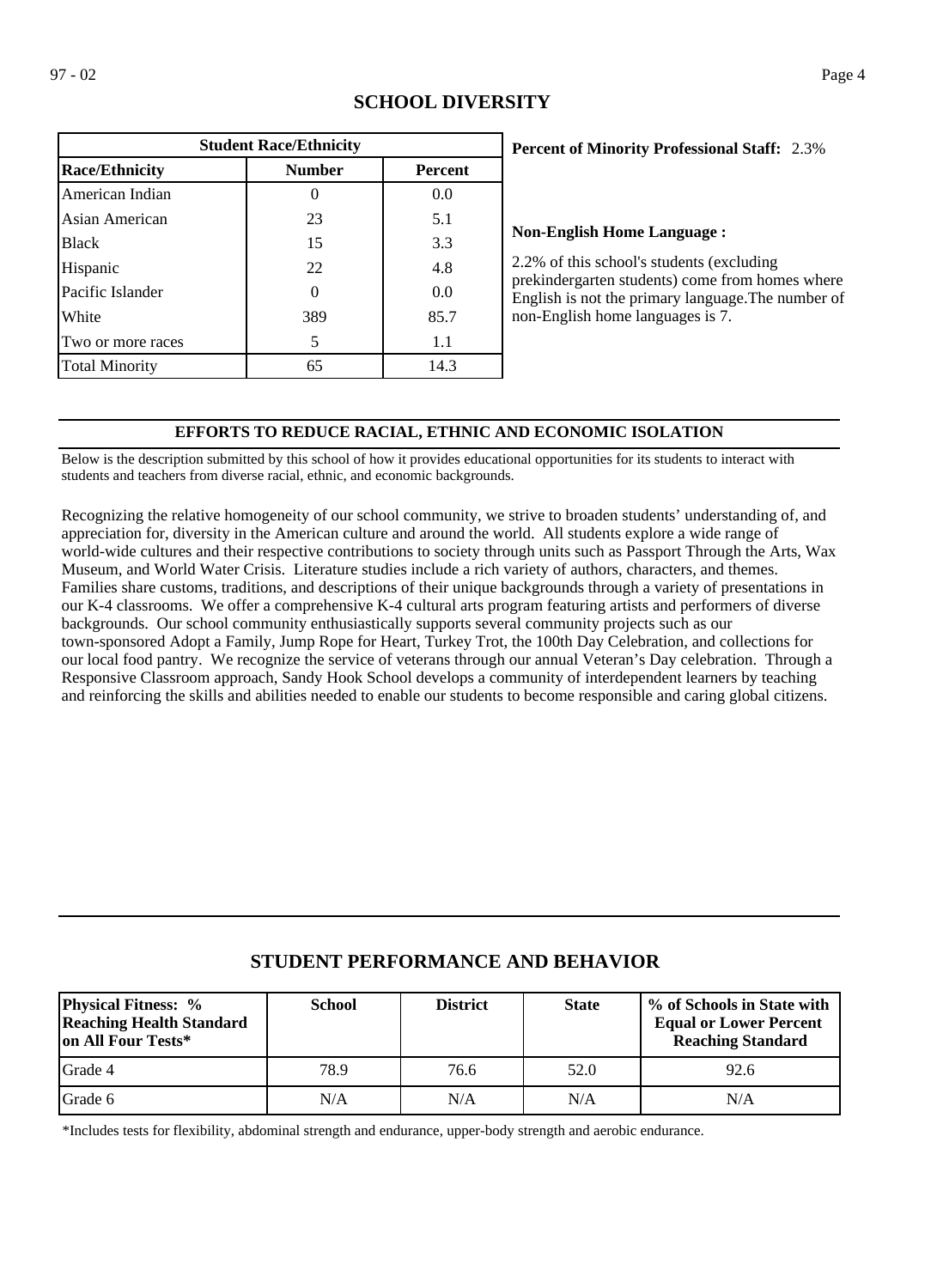## SCHOOL DIVERSITY

| Student Race/Ethnicity | | |
|---|---|---|
| **Race/Ethnicity** | **Number** | **Percent** |
| American Indian | 0 | 0.0 |
| Asian American | 23 | 5.1 |
| Black | 15 | 3.3 |
| Hispanic | 22 | 4.8 |
| Pacific Islander | 0 | 0.0 |
| White | 389 | 85.7 |
| Two or more races | 5 | 1.1 |
| Total Minority | 65 | 14.3 |

**Percent of Minority Professional Staff:** 2.3%

**Non-English Home Language :**

2.2% of this school's students (excluding prekindergarten students) come from homes where English is not the primary language.The number of non-English home languages is 7.

### EFFORTS TO REDUCE RACIAL, ETHNIC AND ECONOMIC ISOLATION

Below is the description submitted by this school of how it provides educational opportunities for its students to interact with students and teachers from diverse racial, ethnic, and economic backgrounds.

Recognizing the relative homogeneity of our school community, we strive to broaden students' understanding of, and appreciation for, diversity in the American culture and around the world. All students explore a wide range of world-wide cultures and their respective contributions to society through units such as Passport Through the Arts, Wax Museum, and World Water Crisis. Literature studies include a rich variety of authors, characters, and themes. Families share customs, traditions, and descriptions of their unique backgrounds through a variety of presentations in our K-4 classrooms. We offer a comprehensive K-4 cultural arts program featuring artists and performers of diverse backgrounds. Our school community enthusiastically supports several community projects such as our town-sponsored Adopt a Family, Jump Rope for Heart, Turkey Trot, the 100th Day Celebration, and collections for our local food pantry. We recognize the service of veterans through our annual Veteran's Day celebration. Through a Responsive Classroom approach, Sandy Hook School develops a community of interdependent learners by teaching and reinforcing the skills and abilities needed to enable our students to become responsible and caring global citizens.

## STUDENT PERFORMANCE AND BEHAVIOR

| Physical Fitness: % Reaching Health Standard on All Four Tests* | School | District | State | % of Schools in State with Equal or Lower Percent Reaching Standard |
|---|---|---|---|---|
| Grade 4 | 78.9 | 76.6 | 52.0 | 92.6 |
| Grade 6 | N/A | N/A | N/A | N/A |

*Includes tests for flexibility, abdominal strength and endurance, upper-body strength and aerobic endurance.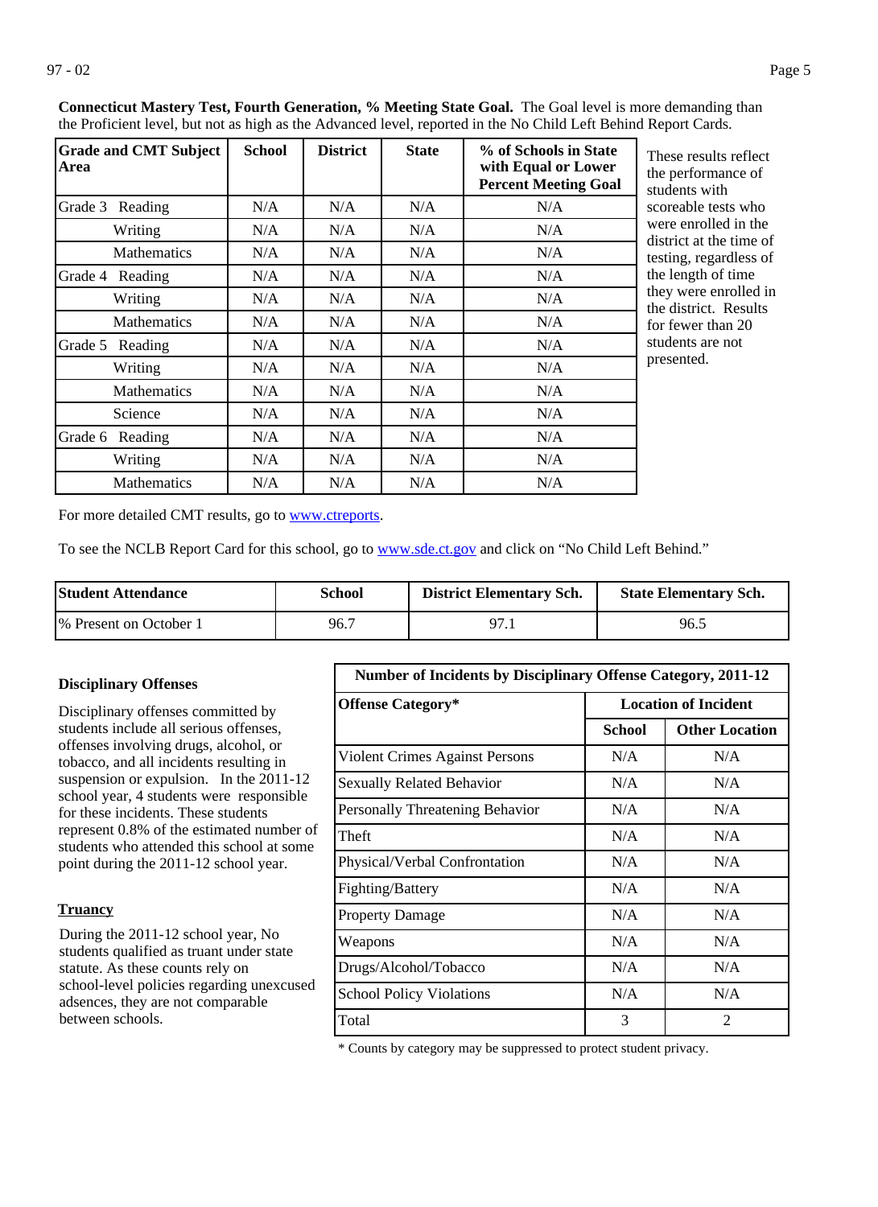**Connecticut Mastery Test, Fourth Generation, % Meeting State Goal.** The Goal level is more demanding than the Proficient level, but not as high as the Advanced level, reported in the No Child Left Behind Report Cards.

| Grade and CMT Subject Area | School | District | State | % of Schools in State with Equal or Lower Percent Meeting Goal |
|---|---|---|---|---|
| Grade 3 Reading | N/A | N/A | N/A | N/A |
| Writing | N/A | N/A | N/A | N/A |
| Mathematics | N/A | N/A | N/A | N/A |
| Grade 4 Reading | N/A | N/A | N/A | N/A |
| Writing | N/A | N/A | N/A | N/A |
| Mathematics | N/A | N/A | N/A | N/A |
| Grade 5 Reading | N/A | N/A | N/A | N/A |
| Writing | N/A | N/A | N/A | N/A |
| Mathematics | N/A | N/A | N/A | N/A |
| Science | N/A | N/A | N/A | N/A |
| Grade 6 Reading | N/A | N/A | N/A | N/A |
| Writing | N/A | N/A | N/A | N/A |
| Mathematics | N/A | N/A | N/A | N/A |

These results reflect the performance of students with scoreable tests who were enrolled in the district at the time of testing, regardless of the length of time they were enrolled in the district. Results for fewer than 20 students are not presented.

For more detailed CMT results, go to [www.ctreports](www.ctreports).

To see the NCLB Report Card for this school, go to [www.sde.ct.gov](www.sde.ct.gov) and click on "No Child Left Behind."

| Student Attendance | School | District Elementary Sch. | State Elementary Sch. |
|---|---|---|---|
| % Present on October 1 | 96.7 | 97.1 | 96.5 |

**Disciplinary Offenses**

Disciplinary offenses committed by students include all serious offenses, offenses involving drugs, alcohol, or tobacco, and all incidents resulting in suspension or expulsion. In the 2011-12 school year, 4 students were responsible for these incidents. These students represent 0.8% of the estimated number of students who attended this school at some point during the 2011-12 school year.

**Truancy**

During the 2011-12 school year, No students qualified as truant under state statute. As these counts rely on school-level policies regarding unexcused adsences, they are not comparable between schools.

| Number of Incidents by Disciplinary Offense Category, 2011-12 | | |
|---|---|---|
| Offense Category* | Location of Incident | |
| | School | Other Location |
| Violent Crimes Against Persons | N/A | N/A |
| Sexually Related Behavior | N/A | N/A |
| Personally Threatening Behavior | N/A | N/A |
| Theft | N/A | N/A |
| Physical/Verbal Confrontation | N/A | N/A |
| Fighting/Battery | N/A | N/A |
| Property Damage | N/A | N/A |
| Weapons | N/A | N/A |
| Drugs/Alcohol/Tobacco | N/A | N/A |
| School Policy Violations | N/A | N/A |
| Total | 3 | 2 |

* Counts by category may be suppressed to protect student privacy.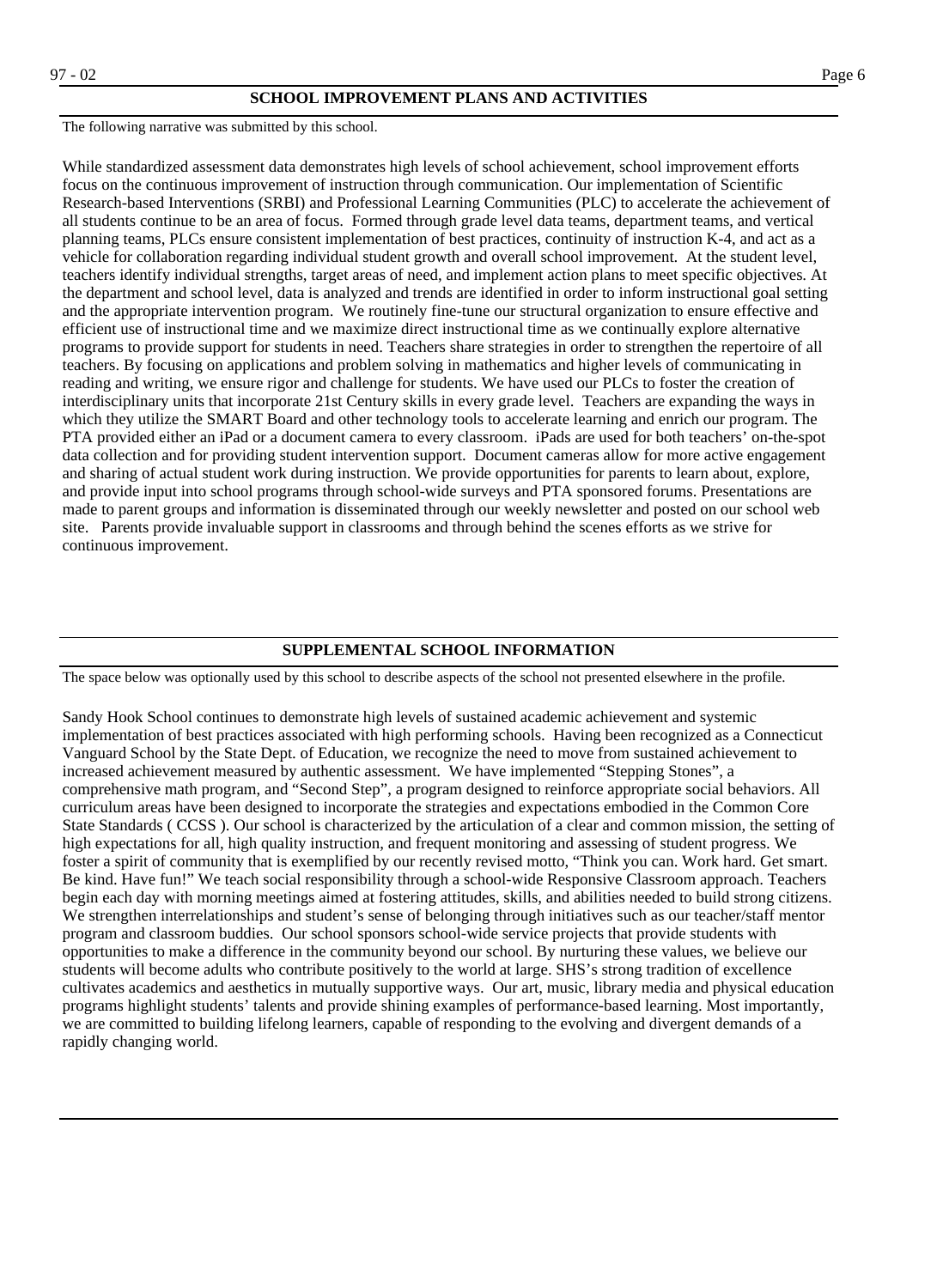## SCHOOL IMPROVEMENT PLANS AND ACTIVITIES

The following narrative was submitted by this school.

While standardized assessment data demonstrates high levels of school achievement, school improvement efforts focus on the continuous improvement of instruction through communication. Our implementation of Scientific Research-based Interventions (SRBI) and Professional Learning Communities (PLC) to accelerate the achievement of all students continue to be an area of focus. Formed through grade level data teams, department teams, and vertical planning teams, PLCs ensure consistent implementation of best practices, continuity of instruction K-4, and act as a vehicle for collaboration regarding individual student growth and overall school improvement. At the student level, teachers identify individual strengths, target areas of need, and implement action plans to meet specific objectives. At the department and school level, data is analyzed and trends are identified in order to inform instructional goal setting and the appropriate intervention program. We routinely fine-tune our structural organization to ensure effective and efficient use of instructional time and we maximize direct instructional time as we continually explore alternative programs to provide support for students in need. Teachers share strategies in order to strengthen the repertoire of all teachers. By focusing on applications and problem solving in mathematics and higher levels of communicating in reading and writing, we ensure rigor and challenge for students. We have used our PLCs to foster the creation of interdisciplinary units that incorporate 21st Century skills in every grade level. Teachers are expanding the ways in which they utilize the SMART Board and other technology tools to accelerate learning and enrich our program. The PTA provided either an iPad or a document camera to every classroom. iPads are used for both teachers' on-the-spot data collection and for providing student intervention support. Document cameras allow for more active engagement and sharing of actual student work during instruction. We provide opportunities for parents to learn about, explore, and provide input into school programs through school-wide surveys and PTA sponsored forums. Presentations are made to parent groups and information is disseminated through our weekly newsletter and posted on our school web site. Parents provide invaluable support in classrooms and through behind the scenes efforts as we strive for continuous improvement.

## SUPPLEMENTAL SCHOOL INFORMATION

The space below was optionally used by this school to describe aspects of the school not presented elsewhere in the profile.

Sandy Hook School continues to demonstrate high levels of sustained academic achievement and systemic implementation of best practices associated with high performing schools. Having been recognized as a Connecticut Vanguard School by the State Dept. of Education, we recognize the need to move from sustained achievement to increased achievement measured by authentic assessment. We have implemented "Stepping Stones", a comprehensive math program, and "Second Step", a program designed to reinforce appropriate social behaviors. All curriculum areas have been designed to incorporate the strategies and expectations embodied in the Common Core State Standards ( CCSS ). Our school is characterized by the articulation of a clear and common mission, the setting of high expectations for all, high quality instruction, and frequent monitoring and assessing of student progress. We foster a spirit of community that is exemplified by our recently revised motto, "Think you can. Work hard. Get smart. Be kind. Have fun!" We teach social responsibility through a school-wide Responsive Classroom approach. Teachers begin each day with morning meetings aimed at fostering attitudes, skills, and abilities needed to build strong citizens. We strengthen interrelationships and student's sense of belonging through initiatives such as our teacher/staff mentor program and classroom buddies. Our school sponsors school-wide service projects that provide students with opportunities to make a difference in the community beyond our school. By nurturing these values, we believe our students will become adults who contribute positively to the world at large. SHS's strong tradition of excellence cultivates academics and aesthetics in mutually supportive ways. Our art, music, library media and physical education programs highlight students' talents and provide shining examples of performance-based learning. Most importantly, we are committed to building lifelong learners, capable of responding to the evolving and divergent demands of a rapidly changing world.